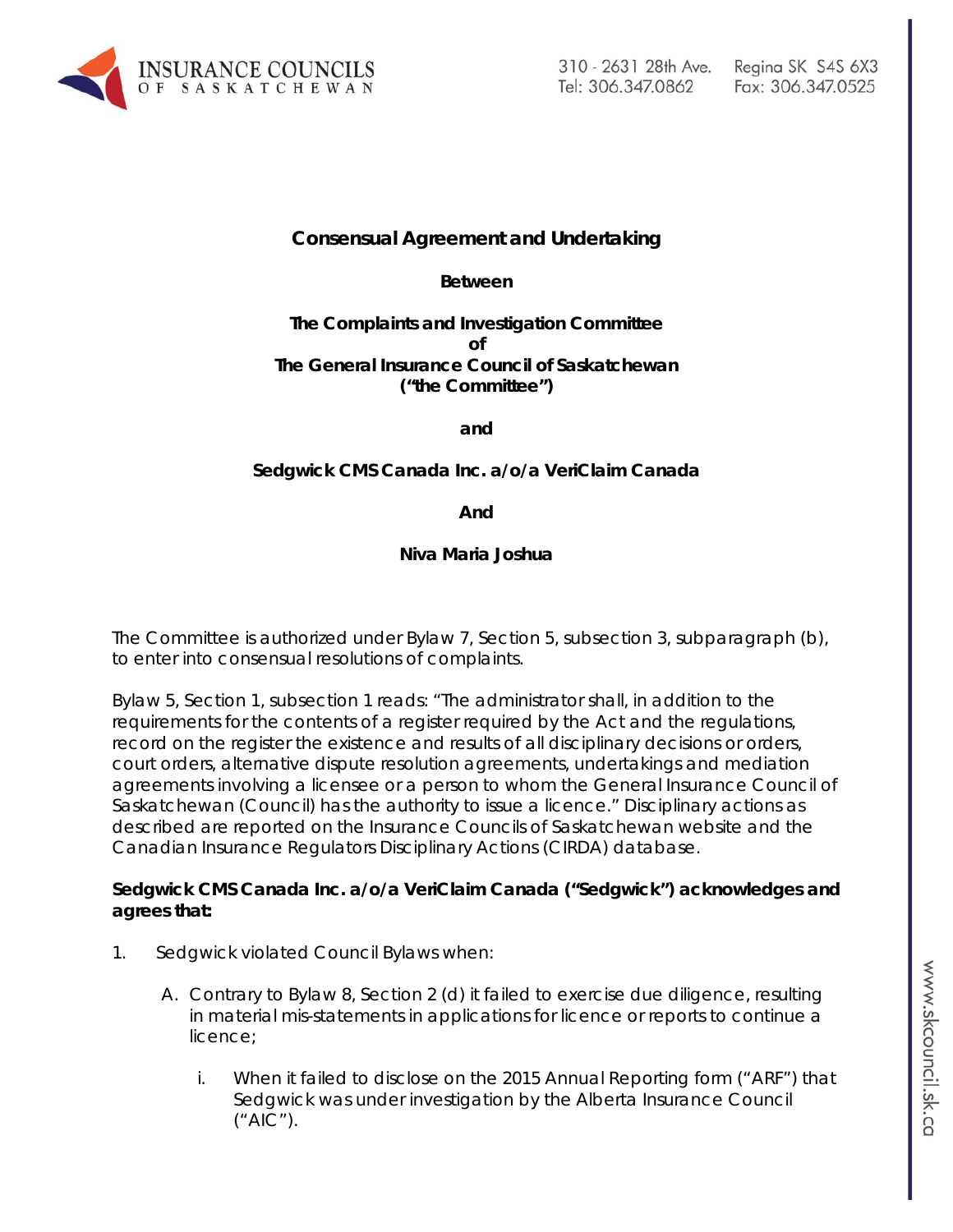**Consensual Agreement and Undertaking**

**Between**

**The Complaints and Investigation Committee**
**of**
**The General Insurance Council of Saskatchewan**
**("the Committee")**

**and**

**Sedgwick CMS Canada Inc. a/o/a VeriClaim Canada**

**And**

**Niva Maria Joshua**

The Committee is authorized under Bylaw 7, Section 5, subsection 3, subparagraph (b), to enter into consensual resolutions of complaints.

Bylaw 5, Section 1, subsection 1 reads: "The administrator shall, in addition to the requirements for the contents of a register required by the Act and the regulations, record on the register the existence and results of all disciplinary decisions or orders, court orders, alternative dispute resolution agreements, undertakings and mediation agreements involving a licensee or a person to whom the General Insurance Council of Saskatchewan (Council) has the authority to issue a licence." Disciplinary actions as described are reported on the Insurance Councils of Saskatchewan website and the Canadian Insurance Regulators Disciplinary Actions (CIRDA) database.

**Sedgwick CMS Canada Inc. a/o/a VeriClaim Canada ("Sedgwick") acknowledges and agrees that:**

1. Sedgwick violated Council Bylaws when:

   A. Contrary to Bylaw 8, Section 2 (d) it failed to exercise due diligence, resulting in material mis-statements in applications for licence or reports to continue a licence;

      i. When it failed to disclose on the 2015 Annual Reporting form ("ARF") that Sedgwick was under investigation by the Alberta Insurance Council ("AIC").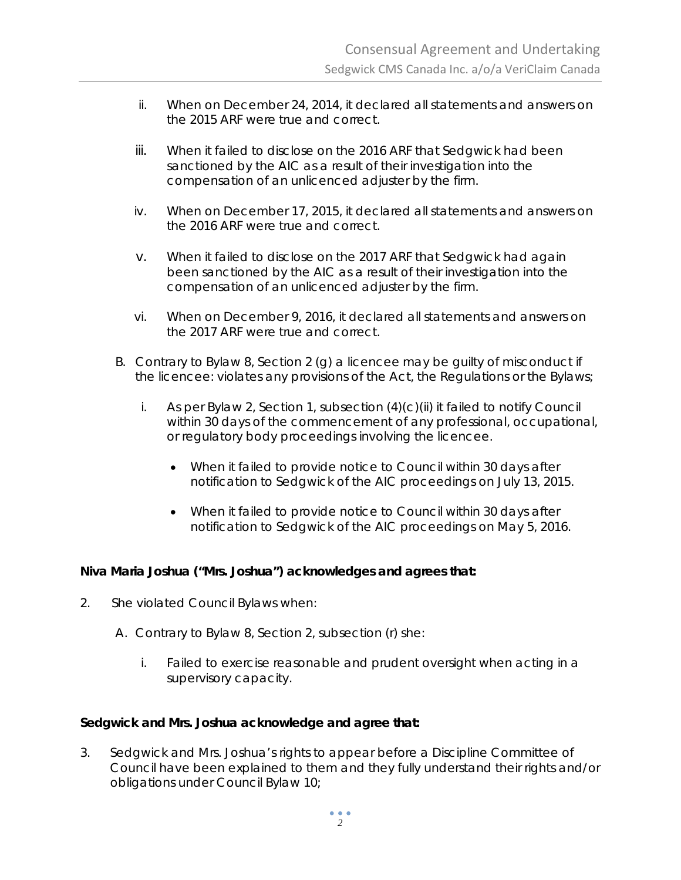ii. When on December 24, 2014, it declared all statements and answers on the 2015 ARF were true and correct.

iii. When it failed to disclose on the 2016 ARF that Sedgwick had been sanctioned by the AIC as a result of their investigation into the compensation of an unlicenced adjuster by the firm.

iv. When on December 17, 2015, it declared all statements and answers on the 2016 ARF were true and correct.

v. When it failed to disclose on the 2017 ARF that Sedgwick had again been sanctioned by the AIC as a result of their investigation into the compensation of an unlicenced adjuster by the firm.

vi. When on December 9, 2016, it declared all statements and answers on the 2017 ARF were true and correct.

B. Contrary to Bylaw 8, Section 2 (g) a licencee may be guilty of misconduct if the licencee: violates any provisions of the Act, the Regulations or the Bylaws;

   i. As per Bylaw 2, Section 1, subsection (4)(c)(ii) it failed to notify Council within 30 days of the commencement of any professional, occupational, or regulatory body proceedings involving the licencee.

      - When it failed to provide notice to Council within 30 days after notification to Sedgwick of the AIC proceedings on July 13, 2015.
      - When it failed to provide notice to Council within 30 days after notification to Sedgwick of the AIC proceedings on May 5, 2016.

**Niva Maria Joshua ("Mrs. Joshua") acknowledges and agrees that:**

2. She violated Council Bylaws when:

   A. Contrary to Bylaw 8, Section 2, subsection (r) she:

      i. Failed to exercise reasonable and prudent oversight when acting in a supervisory capacity.

**Sedgwick and Mrs. Joshua acknowledge and agree that:**

3. Sedgwick and Mrs. Joshua's rights to appear before a Discipline Committee of Council have been explained to them and they fully understand their rights and/or obligations under Council Bylaw 10;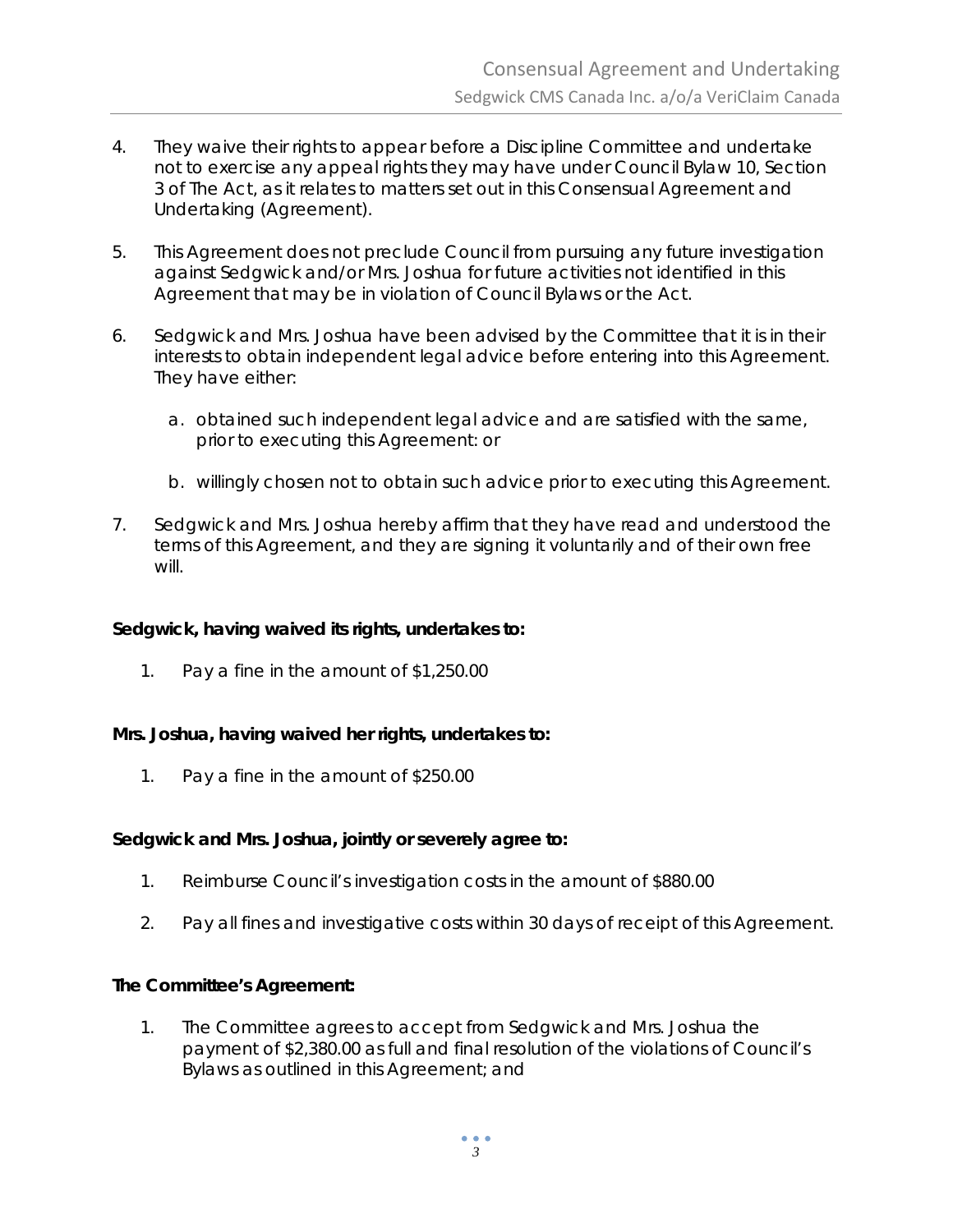4. They waive their rights to appear before a Discipline Committee and undertake not to exercise any appeal rights they may have under Council Bylaw 10, Section 3 of The Act, as it relates to matters set out in this Consensual Agreement and Undertaking (Agreement).

5. This Agreement does not preclude Council from pursuing any future investigation against Sedgwick and/or Mrs. Joshua for future activities not identified in this Agreement that may be in violation of Council Bylaws or the Act.

6. Sedgwick and Mrs. Joshua have been advised by the Committee that it is in their interests to obtain independent legal advice before entering into this Agreement. They have either:

   a. obtained such independent legal advice and are satisfied with the same, prior to executing this Agreement: or

   b. willingly chosen not to obtain such advice prior to executing this Agreement.

7. Sedgwick and Mrs. Joshua hereby affirm that they have read and understood the terms of this Agreement, and they are signing it voluntarily and of their own free will.

**Sedgwick, having waived its rights, undertakes to:**

1. Pay a fine in the amount of $1,250.00

**Mrs. Joshua, having waived her rights, undertakes to:**

1. Pay a fine in the amount of $250.00

**Sedgwick and Mrs. Joshua, jointly or severely agree to:**

1. Reimburse Council's investigation costs in the amount of $880.00

2. Pay all fines and investigative costs within 30 days of receipt of this Agreement.

**The Committee's Agreement:**

1. The Committee agrees to accept from Sedgwick and Mrs. Joshua the payment of $2,380.00 as full and final resolution of the violations of Council's Bylaws as outlined in this Agreement; and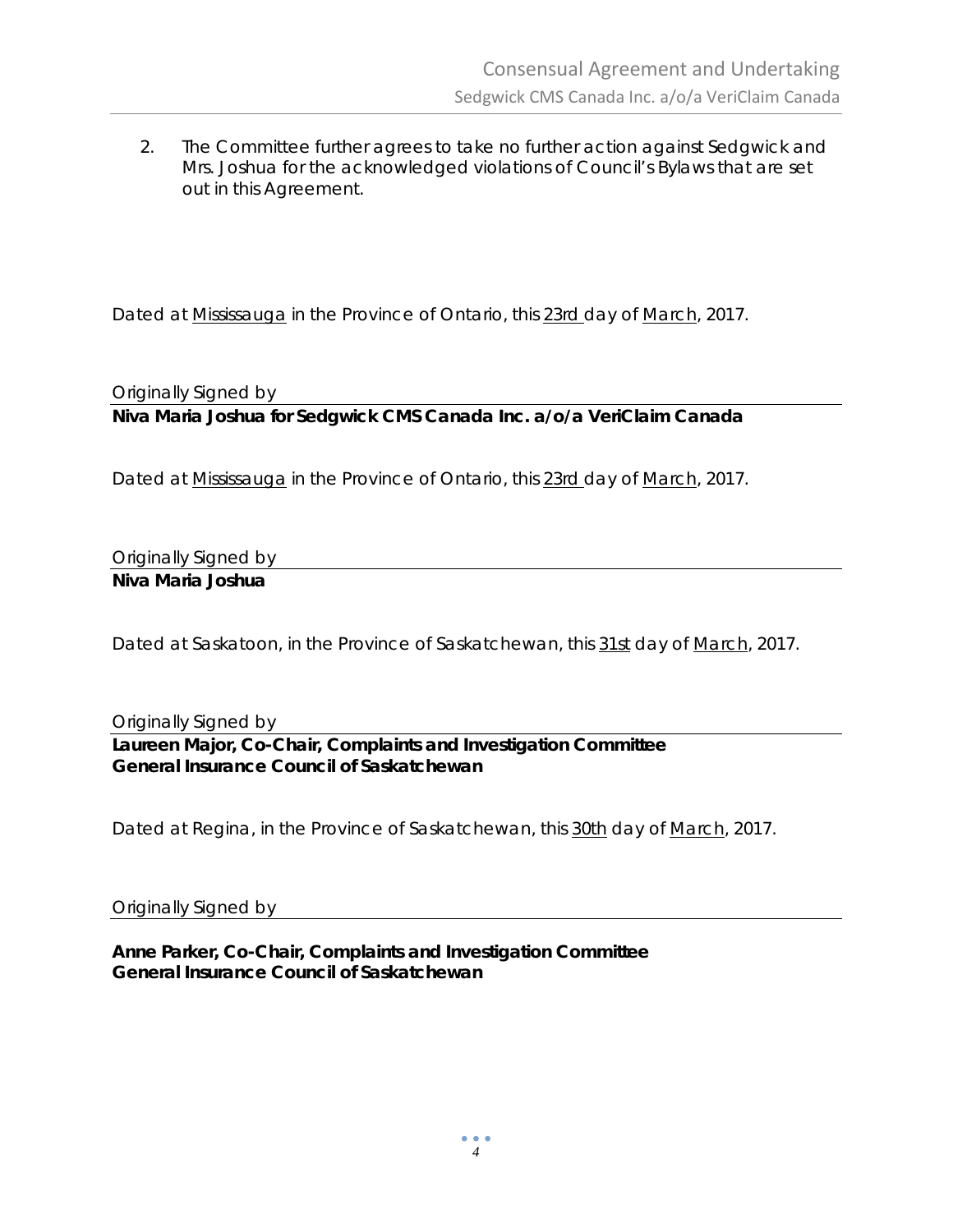2. The Committee further agrees to take no further action against Sedgwick and Mrs. Joshua for the acknowledged violations of Council's Bylaws that are set out in this Agreement.

Dated at Mississauga in the Province of Ontario, this 23rd day of March, 2017.

Originally Signed by

**Niva Maria Joshua for Sedgwick CMS Canada Inc. a/o/a VeriClaim Canada**

Dated at Mississauga in the Province of Ontario, this 23rd day of March, 2017.

Originally Signed by

**Niva Maria Joshua**

Dated at Saskatoon, in the Province of Saskatchewan, this 31st day of March, 2017.

Originally Signed by

**Laureen Major, Co-Chair, Complaints and Investigation Committee**
**General Insurance Council of Saskatchewan**

Dated at Regina, in the Province of Saskatchewan, this 30th day of March, 2017.

Originally Signed by

**Anne Parker, Co-Chair, Complaints and Investigation Committee**
**General Insurance Council of Saskatchewan**